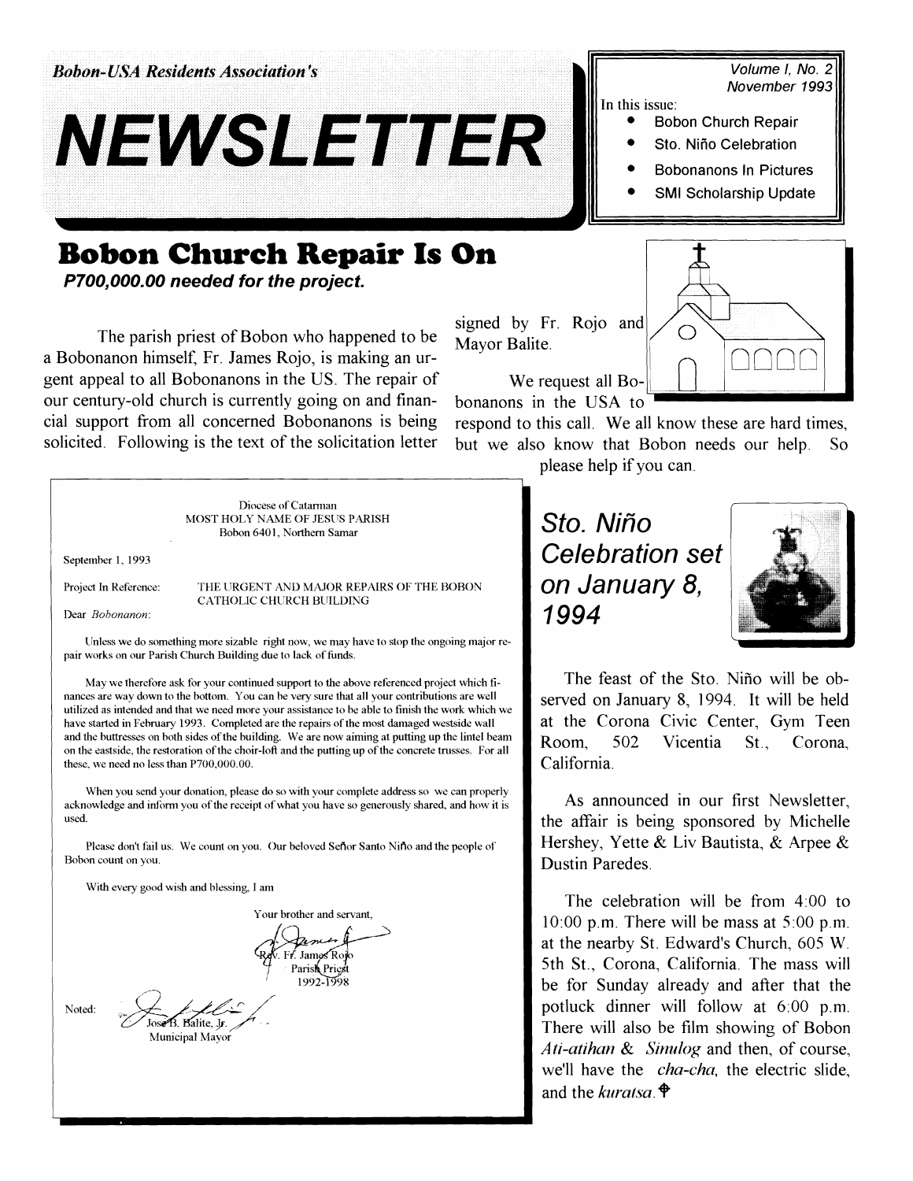*Bobon-USA Residents Association's*

# NEWSLETTER

Volume I, No. 2
November 1993

In this issue:

- Bobon Church Repair
- Sto. Niño Celebration
- Bobonanons In Pictures
- SMI Scholarship Update

## Bobon Church Repair Is On

***P700,000.00 needed for the project.***

The parish priest of Bobon who happened to be a Bobonanon himself, Fr. James Rojo, is making an urgent appeal to all Bobonanons in the US. The repair of our century-old church is currently going on and financial support from all concerned Bobonanons is being solicited. Following is the text of the solicitation letter signed by Fr. Rojo and Mayor Balite.

We request all Bobonanons in the USA to respond to this call. We all know these are hard times, but we also know that Bobon needs our help. So please help if you can.

> Diocese of Catarman
> MOST HOLY NAME OF JESUS PARISH
> Bobon 6401, Northern Samar
>
> September 1, 1993
>
> Project In Reference: THE URGENT AND MAJOR REPAIRS OF THE BOBON CATHOLIC CHURCH BUILDING
>
> Dear *Bobonanon*:
>
> Unless we do something more sizable right now, we may have to stop the ongoing major repair works on our Parish Church Building due to lack of funds.
>
> May we therefore ask for your continued support to the above referenced project which finances are way down to the bottom. You can be very sure that all your contributions are well utilized as intended and that we need more your assistance to be able to finish the work which we have started in February 1993. Completed are the repairs of the most damaged westside wall and the buttresses on both sides of the building. We are now aiming at putting up the lintel beam on the eastside, the restoration of the choir-loft and the putting up of the concrete trusses. For all these, we need no less than P700,000.00.
>
> When you send your donation, please do so with your complete address so we can properly acknowledge and inform you of the receipt of what you have so generously shared, and how it is used.
>
> Please don't fail us. We count on you. Our beloved Señor Santo Niño and the people of Bobon count on you.
>
> With every good wish and blessing, I am
>
> Your brother and servant,
>
> Rev. Fr. James Rojo
> Parish Priest
> 1992-1998
>
> Noted:
>
> Jose B. Balite, Jr.
> Municipal Mayor

## *Sto. Niño Celebration set on January 8, 1994*

The feast of the Sto. Niño will be observed on January 8, 1994. It will be held at the Corona Civic Center, Gym Teen Room, 502 Vicentia St., Corona, California.

As announced in our first Newsletter, the affair is being sponsored by Michelle Hershey, Yette & Liv Bautista, & Arpee & Dustin Paredes.

The celebration will be from 4:00 to 10:00 p.m. There will be mass at 5:00 p.m. at the nearby St. Edward's Church, 605 W. 5th St., Corona, California. The mass will be for Sunday already and after that the potluck dinner will follow at 6:00 p.m. There will also be film showing of Bobon *Ati-atihan* & *Sinulog* and then, of course, we'll have the *cha-cha*, the electric slide, and the *kuratsa*.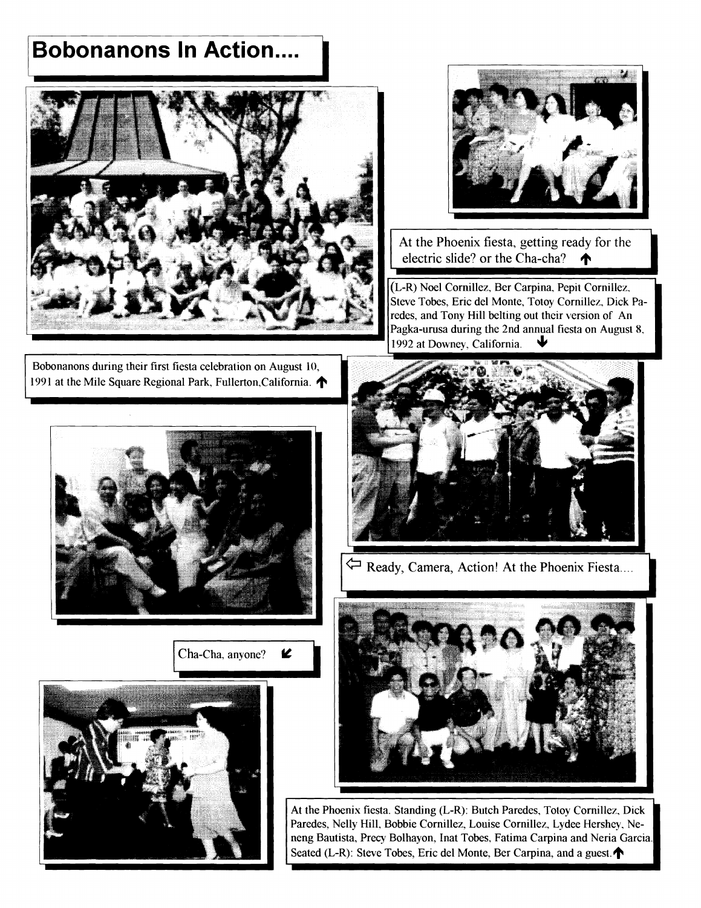# Bobonanons In Action....

At the Phoenix fiesta, getting ready for the electric slide? or the Cha-cha? ↑

(L-R) Noel Cornillez, Ber Carpina, Pepit Cornillez, Steve Tobes, Eric del Monte, Totoy Cornillez, Dick Paredes, and Tony Hill belting out their version of An Pagka-urusa during the 2nd annual fiesta on August 8, 1992 at Downey, California. ↓

Bobonanons during their first fiesta celebration on August 10, 1991 at the Mile Square Regional Park, Fullerton,California. ↑

⇦ Ready, Camera, Action! At the Phoenix Fiesta....

Cha-Cha, anyone? ↙

At the Phoenix fiesta. Standing (L-R): Butch Paredes, Totoy Cornillez, Dick Paredes, Nelly Hill, Bobbie Cornillez, Louise Cornillez, Lydee Hershey, Neneng Bautista, Precy Bolhayon, Inat Tobes, Fatima Carpina and Neria Garcia. Seated (L-R): Steve Tobes, Eric del Monte, Ber Carpina, and a guest. ↑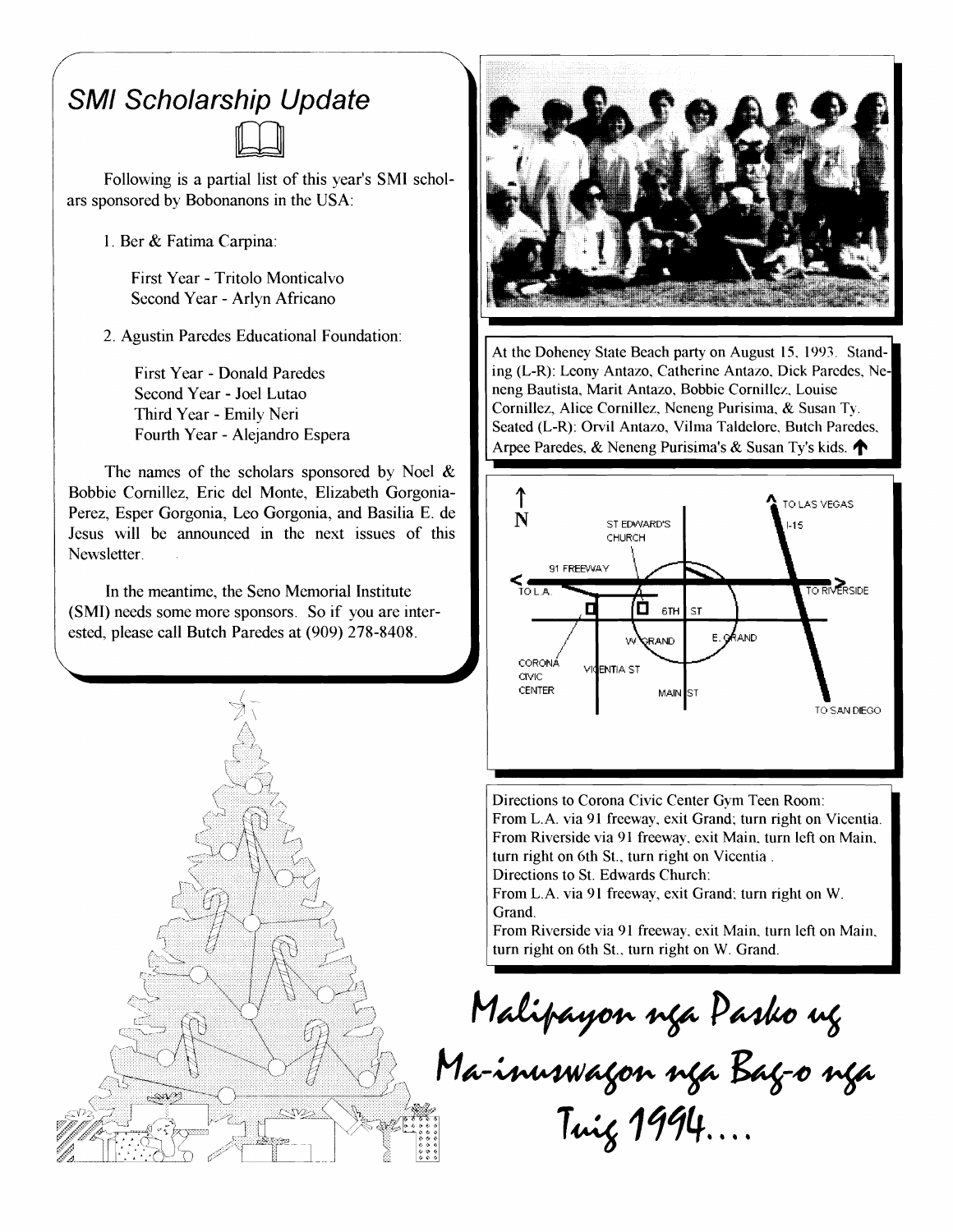## SMI Scholarship Update

Following is a partial list of this year's SMI scholars sponsored by Bobonanons in the USA:

1. Ber & Fatima Carpina:

   First Year - Tritolo Monticalvo
   Second Year - Arlyn Africano

2. Agustin Paredes Educational Foundation:

   First Year - Donald Paredes
   Second Year - Joel Lutao
   Third Year - Emily Neri
   Fourth Year - Alejandro Espera

The names of the scholars sponsored by Noel & Bobbie Cornillez, Eric del Monte, Elizabeth Gorgonia-Perez, Esper Gorgonia, Leo Gorgonia, and Basilia E. de Jesus will be announced in the next issues of this Newsletter.

In the meantime, the Seno Memorial Institute (SMI) needs some more sponsors. So if you are interested, please call Butch Paredes at (909) 278-8408.

At the Doheney State Beach party on August 15, 1993. Standing (L-R): Leony Antazo, Catherine Antazo, Dick Paredes, Neneng Bautista, Marit Antazo, Bobbie Cornillez, Louise Cornillez, Alice Cornillez, Neneng Purisima, & Susan Ty. Seated (L-R): Orvil Antazo, Vilma Taldelore, Butch Paredes, Arpee Paredes, & Neneng Purisima's & Susan Ty's kids. ↑

Directions to Corona Civic Center Gym Teen Room:
From L.A. via 91 freeway, exit Grand; turn right on Vicentia.
From Riverside via 91 freeway, exit Main, turn left on Main, turn right on 6th St., turn right on Vicentia .
Directions to St. Edwards Church:
From L.A. via 91 freeway, exit Grand; turn right on W. Grand.
From Riverside via 91 freeway, exit Main, turn left on Main, turn right on 6th St., turn right on W. Grand.

*Malipayon nga Pasko ug Ma-inuswagon nga Bag-o nga Tuig 1994....*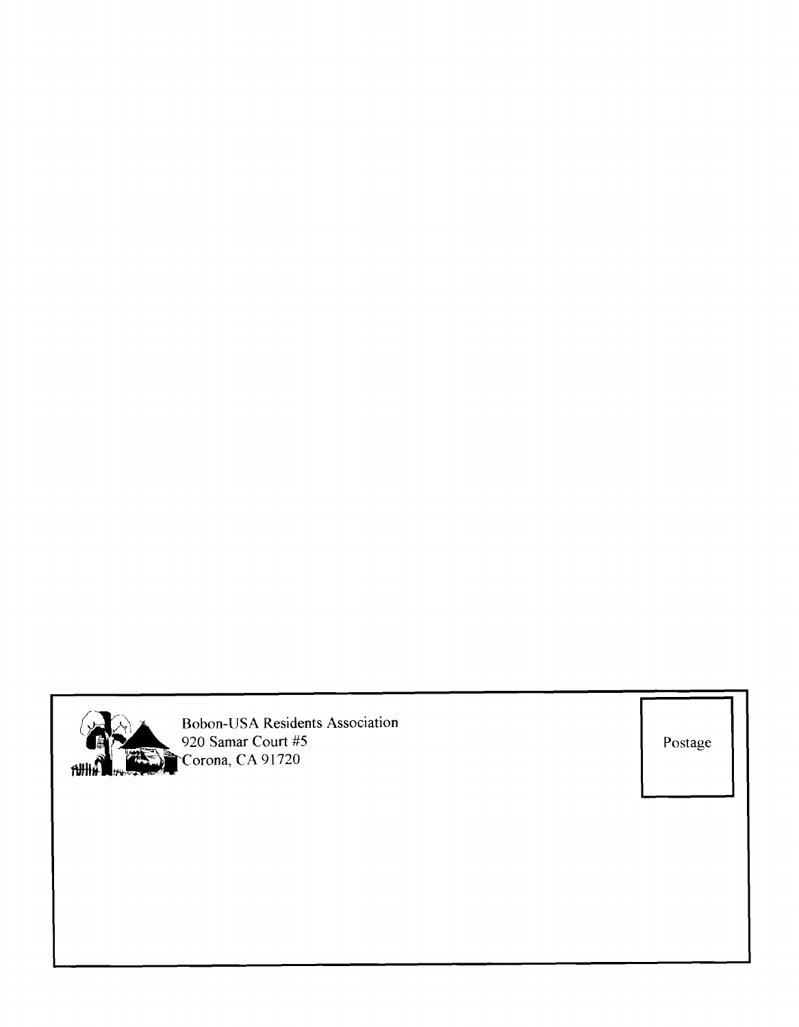Bobon-USA Residents Association
920 Samar Court #5
Corona, CA 91720

Postage